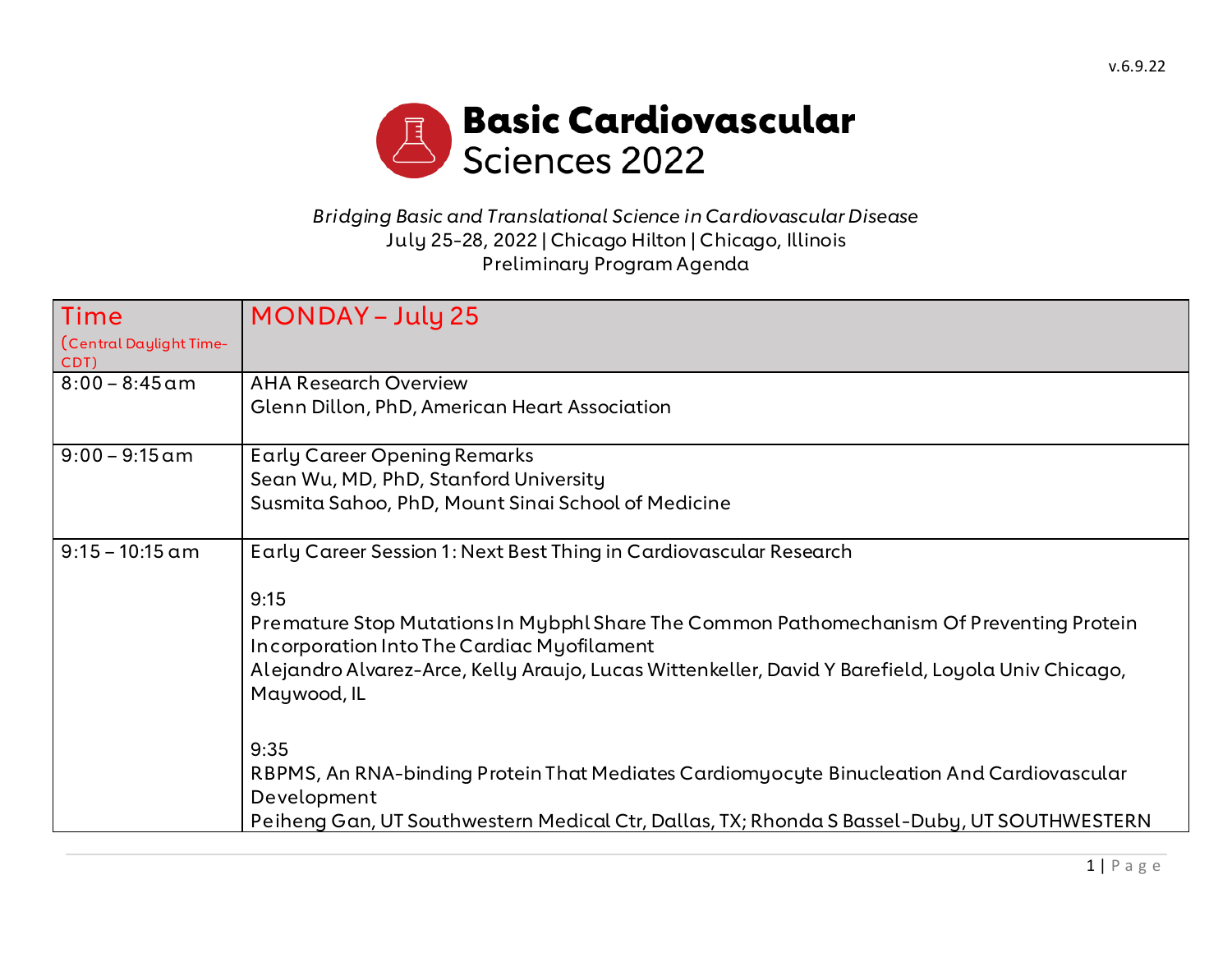v.6.9.22

# Basic Cardiovascular Sciences 2022

*Bridging Basic and Translational Science in Cardiovascular Disease*
July 25-28, 2022 | Chicago Hilton | Chicago, Illinois
Preliminary Program Agenda

| Time (Central Daylight Time-CDT) | MONDAY – July 25 |
|---|---|
| 8:00 – 8:45 am | AHA Research Overview<br>Glenn Dillon, PhD, American Heart Association |
| 9:00 – 9:15 am | Early Career Opening Remarks<br>Sean Wu, MD, PhD, Stanford University<br>Susmita Sahoo, PhD, Mount Sinai School of Medicine |
| 9:15 – 10:15 am | Early Career Session 1: Next Best Thing in Cardiovascular Research<br><br>9:15<br>Premature Stop Mutations In Mybphl Share The Common Pathomechanism Of Preventing Protein Incorporation Into The Cardiac Myofilament<br>Alejandro Alvarez-Arce, Kelly Araujo, Lucas Wittenkeller, David Y Barefield, Loyola Univ Chicago, Maywood, IL<br><br>9:35<br>RBPMS, An RNA-binding Protein That Mediates Cardiomyocyte Binucleation And Cardiovascular Development<br>Peiheng Gan, UT Southwestern Medical Ctr, Dallas, TX; Rhonda S Bassel-Duby, UT SOUTHWESTERN |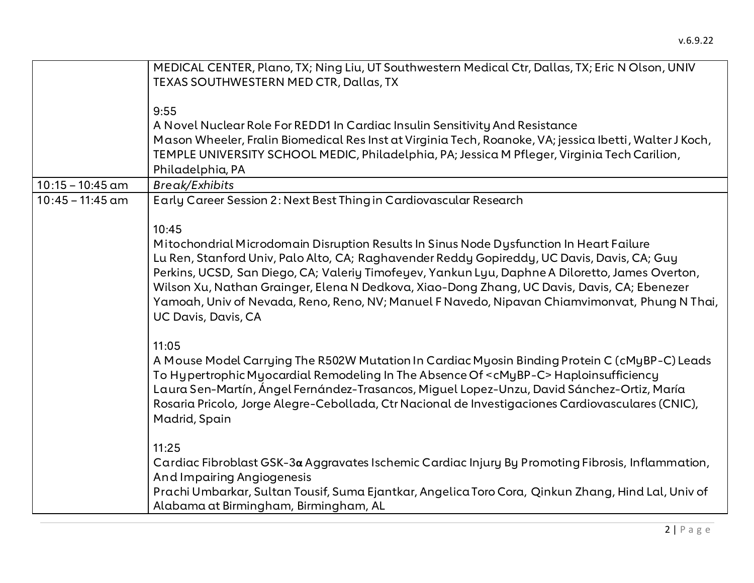| | |
|---|---|
| | MEDICAL CENTER, Plano, TX; Ning Liu, UT Southwestern Medical Ctr, Dallas, TX; Eric N Olson, UNIV TEXAS SOUTHWESTERN MED CTR, Dallas, TX<br><br>9:55<br>A Novel Nuclear Role For REDD1 In Cardiac Insulin Sensitivity And Resistance<br>Mason Wheeler, Fralin Biomedical Res Inst at Virginia Tech, Roanoke, VA; jessica Ibetti, Walter J Koch, TEMPLE UNIVERSITY SCHOOL MEDIC, Philadelphia, PA; Jessica M Pfleger, Virginia Tech Carilion, Philadelphia, PA |
| 10:15 – 10:45 am | *Break/Exhibits* |
| 10:45 – 11:45 am | Early Career Session 2: Next Best Thing in Cardiovascular Research<br><br>10:45<br>Mitochondrial Microdomain Disruption Results In Sinus Node Dysfunction In Heart Failure<br>Lu Ren, Stanford Univ, Palo Alto, CA; Raghavender Reddy Gopireddy, UC Davis, Davis, CA; Guy Perkins, UCSD, San Diego, CA; Valeriy Timofeyev, Yankun Lyu, Daphne A Diloretto, James Overton, Wilson Xu, Nathan Grainger, Elena N Dedkova, Xiao-Dong Zhang, UC Davis, Davis, CA; Ebenezer Yamoah, Univ of Nevada, Reno, Reno, NV; Manuel F Navedo, Nipavan Chiamvimonvat, Phung N Thai, UC Davis, Davis, CA<br><br>11:05<br>A Mouse Model Carrying The R502W Mutation In Cardiac Myosin Binding Protein C (cMyBP-C) Leads To Hypertrophic Myocardial Remodeling In The Absence Of <cMyBP-C> Haploinsufficiency<br>Laura Sen-Martín, Ángel Fernández-Trasancos, Miguel Lopez-Unzu, David Sánchez-Ortiz, María Rosaria Pricolo, Jorge Alegre-Cebollada, Ctr Nacional de Investigaciones Cardiovasculares (CNIC), Madrid, Spain<br><br>11:25<br>Cardiac Fibroblast GSK-3α Aggravates Ischemic Cardiac Injury By Promoting Fibrosis, Inflammation, And Impairing Angiogenesis<br>Prachi Umbarkar, Sultan Tousif, Suma Ejantkar, Angelica Toro Cora, Qinkun Zhang, Hind Lal, Univ of Alabama at Birmingham, Birmingham, AL |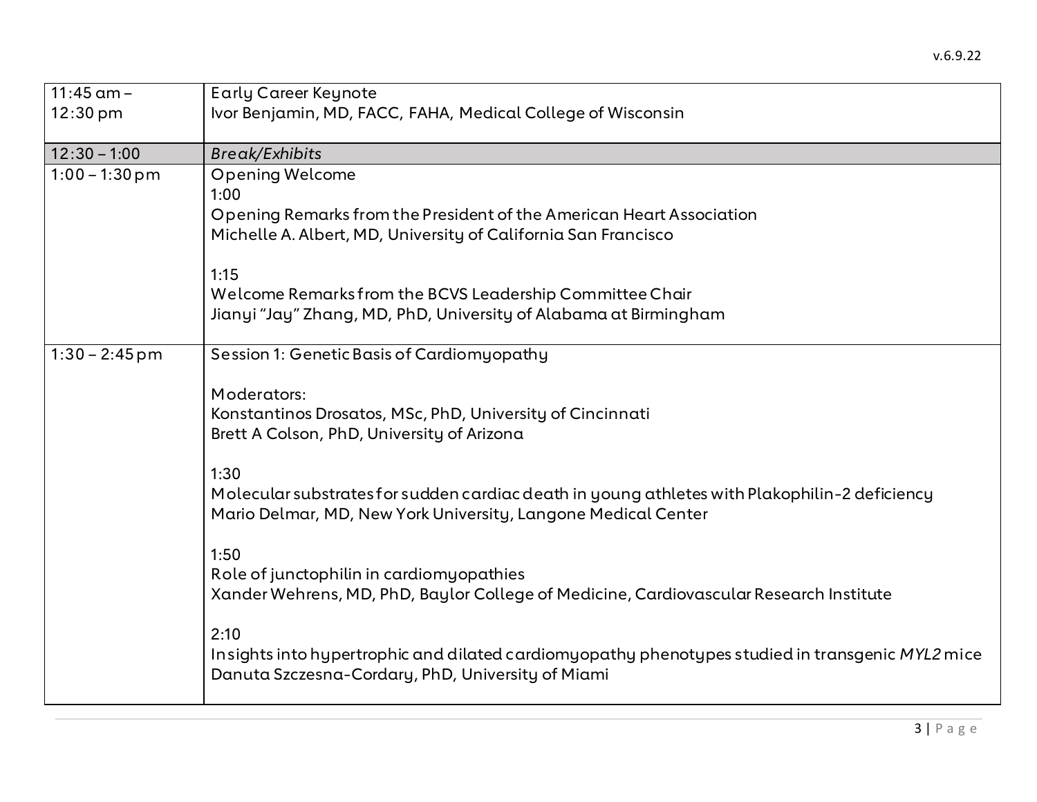| | |
|---|---|
| 11:45 am – 12:30 pm | Early Career Keynote<br>Ivor Benjamin, MD, FACC, FAHA, Medical College of Wisconsin |
| 12:30 – 1:00 | *Break/Exhibits* |
| 1:00 – 1:30 pm | Opening Welcome<br>1:00<br>Opening Remarks from the President of the American Heart Association<br>Michelle A. Albert, MD, University of California San Francisco<br><br>1:15<br>Welcome Remarks from the BCVS Leadership Committee Chair<br>Jianyi "Jay" Zhang, MD, PhD, University of Alabama at Birmingham |
| 1:30 – 2:45 pm | Session 1: Genetic Basis of Cardiomyopathy<br><br>Moderators:<br>Konstantinos Drosatos, MSc, PhD, University of Cincinnati<br>Brett A Colson, PhD, University of Arizona<br><br>1:30<br>Molecular substrates for sudden cardiac death in young athletes with Plakophilin-2 deficiency<br>Mario Delmar, MD, New York University, Langone Medical Center<br><br>1:50<br>Role of junctophilin in cardiomyopathies<br>Xander Wehrens, MD, PhD, Baylor College of Medicine, Cardiovascular Research Institute<br><br>2:10<br>Insights into hypertrophic and dilated cardiomyopathy phenotypes studied in transgenic *MYL2* mice<br>Danuta Szczesna-Cordary, PhD, University of Miami |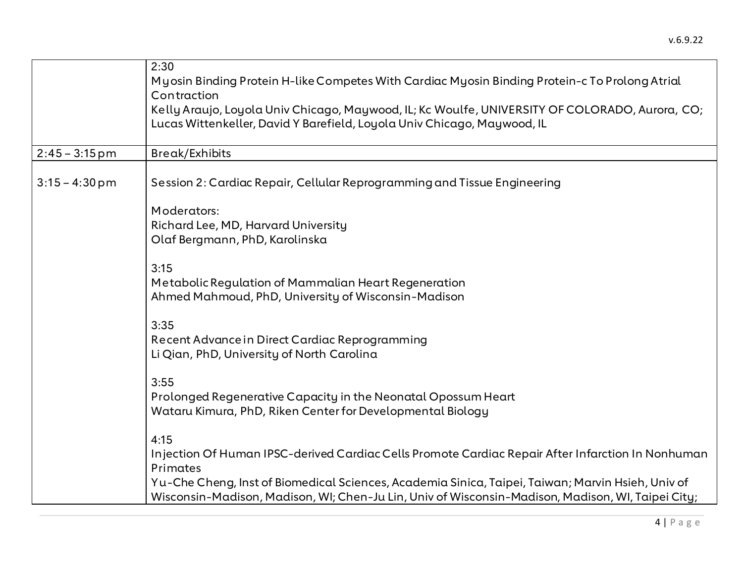| | |
|---|---|
| | 2:30<br>Myosin Binding Protein H-like Competes With Cardiac Myosin Binding Protein-c To Prolong Atrial Contraction<br>Kelly Araujo, Loyola Univ Chicago, Maywood, IL; Kc Woulfe, UNIVERSITY OF COLORADO, Aurora, CO; Lucas Wittenkeller, David Y Barefield, Loyola Univ Chicago, Maywood, IL |
| 2:45 – 3:15 pm | Break/Exhibits |
| 3:15 – 4:30 pm | Session 2: Cardiac Repair, Cellular Reprogramming and Tissue Engineering<br><br>Moderators:<br>Richard Lee, MD, Harvard University<br>Olaf Bergmann, PhD, Karolinska<br><br>3:15<br>Metabolic Regulation of Mammalian Heart Regeneration<br>Ahmed Mahmoud, PhD, University of Wisconsin-Madison<br><br>3:35<br>Recent Advance in Direct Cardiac Reprogramming<br>Li Qian, PhD, University of North Carolina<br><br>3:55<br>Prolonged Regenerative Capacity in the Neonatal Opossum Heart<br>Wataru Kimura, PhD, Riken Center for Developmental Biology<br><br>4:15<br>Injection Of Human IPSC-derived Cardiac Cells Promote Cardiac Repair After Infarction In Nonhuman Primates<br>Yu-Che Cheng, Inst of Biomedical Sciences, Academia Sinica, Taipei, Taiwan; Marvin Hsieh, Univ of Wisconsin-Madison, Madison, WI; Chen-Ju Lin, Univ of Wisconsin-Madison, Madison, WI, Taipei City; |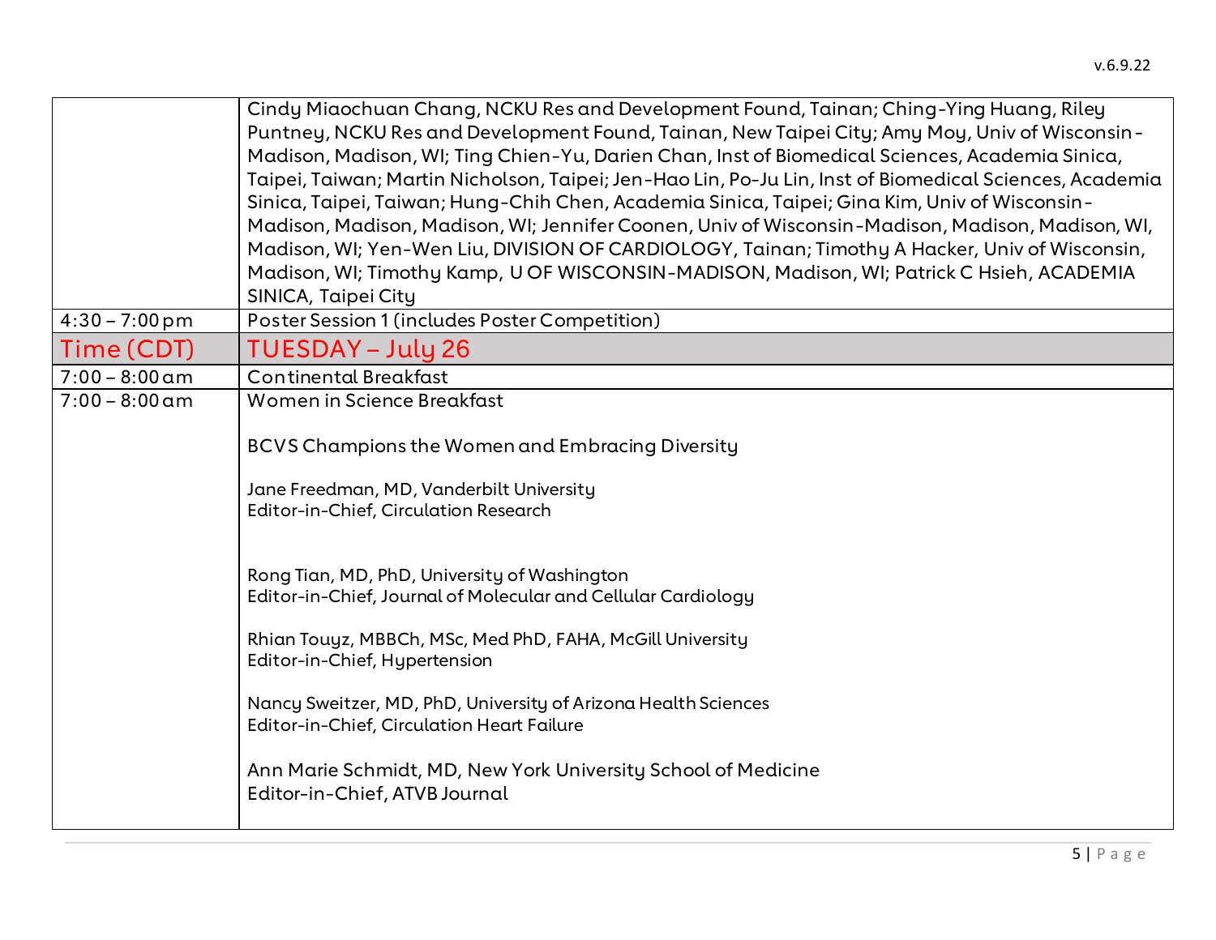| | |
|---|---|
| | Cindy Miaochuan Chang, NCKU Res and Development Found, Tainan; Ching-Ying Huang, Riley Puntney, NCKU Res and Development Found, Tainan, New Taipei City; Amy Moy, Univ of Wisconsin-Madison, Madison, WI; Ting Chien-Yu, Darien Chan, Inst of Biomedical Sciences, Academia Sinica, Taipei, Taiwan; Martin Nicholson, Taipei; Jen-Hao Lin, Po-Ju Lin, Inst of Biomedical Sciences, Academia Sinica, Taipei, Taiwan; Hung-Chih Chen, Academia Sinica, Taipei; Gina Kim, Univ of Wisconsin-Madison, Madison, Madison, WI; Jennifer Coonen, Univ of Wisconsin-Madison, Madison, Madison, WI, Madison, WI; Yen-Wen Liu, DIVISION OF CARDIOLOGY, Tainan; Timothy A Hacker, Univ of Wisconsin, Madison, WI; Timothy Kamp, U OF WISCONSIN-MADISON, Madison, WI; Patrick C Hsieh, ACADEMIA SINICA, Taipei City |
| 4:30 – 7:00 pm | Poster Session 1 (includes Poster Competition) |
| **Time (CDT)** | **TUESDAY – July 26** |
| 7:00 – 8:00 am | Continental Breakfast |
| 7:00 – 8:00 am | Women in Science Breakfast<br><br>BCVS Champions the Women and Embracing Diversity<br><br>Jane Freedman, MD, Vanderbilt University<br>Editor-in-Chief, Circulation Research<br><br>Rong Tian, MD, PhD, University of Washington<br>Editor-in-Chief, Journal of Molecular and Cellular Cardiology<br><br>Rhian Touyz, MBBCh, MSc, Med PhD, FAHA, McGill University<br>Editor-in-Chief, Hypertension<br><br>Nancy Sweitzer, MD, PhD, University of Arizona Health Sciences<br>Editor-in-Chief, Circulation Heart Failure<br><br>Ann Marie Schmidt, MD, New York University School of Medicine<br>Editor-in-Chief, ATVB Journal |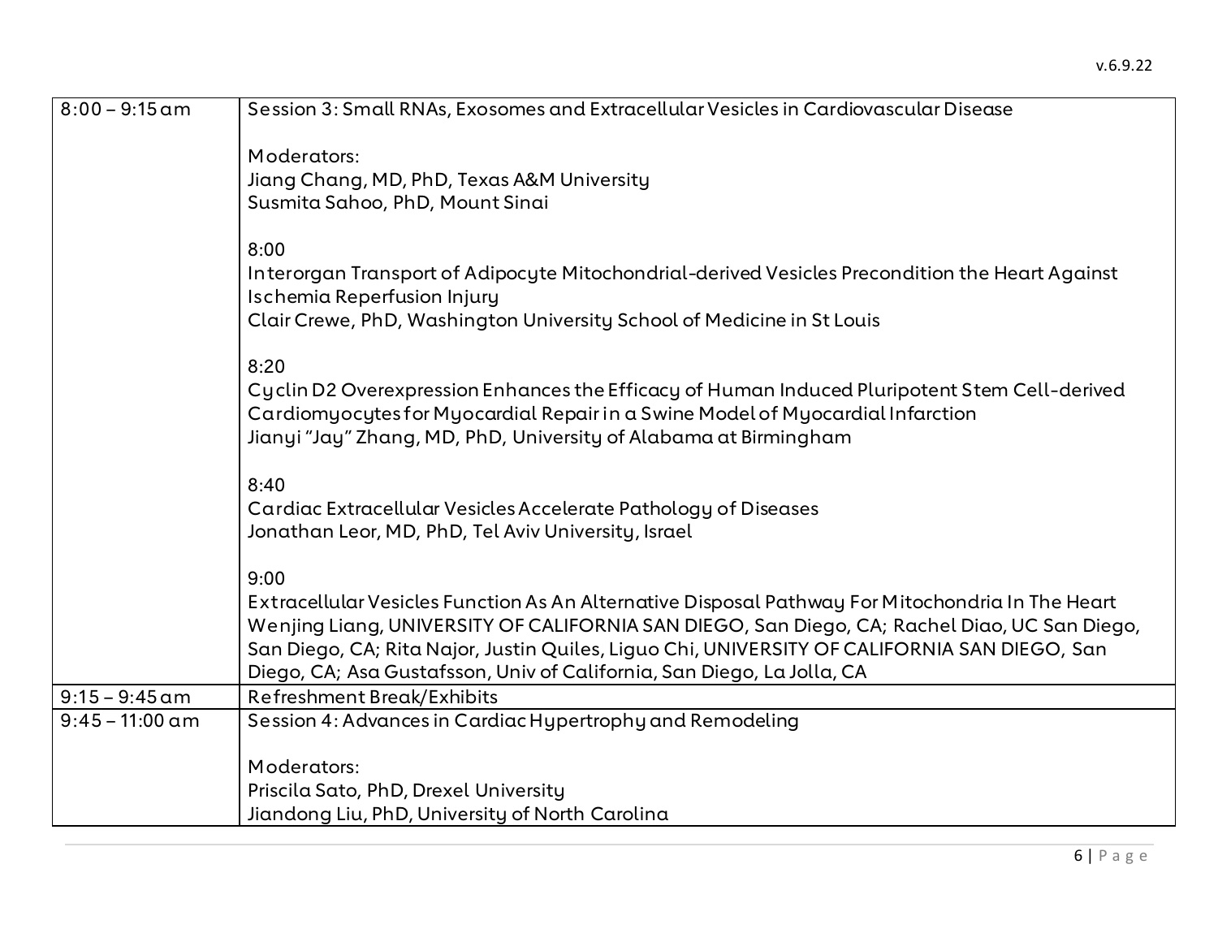| | |
|---|---|
| 8:00 – 9:15 am | Session 3: Small RNAs, Exosomes and Extracellular Vesicles in Cardiovascular Disease<br><br>Moderators:<br>Jiang Chang, MD, PhD, Texas A&M University<br>Susmita Sahoo, PhD, Mount Sinai<br><br>8:00<br>Interorgan Transport of Adipocyte Mitochondrial-derived Vesicles Precondition the Heart Against Ischemia Reperfusion Injury<br>Clair Crewe, PhD, Washington University School of Medicine in St Louis<br><br>8:20<br>Cyclin D2 Overexpression Enhances the Efficacy of Human Induced Pluripotent Stem Cell-derived Cardiomyocytes for Myocardial Repair in a Swine Model of Myocardial Infarction<br>Jianyi "Jay" Zhang, MD, PhD, University of Alabama at Birmingham<br><br>8:40<br>Cardiac Extracellular Vesicles Accelerate Pathology of Diseases<br>Jonathan Leor, MD, PhD, Tel Aviv University, Israel<br><br>9:00<br>Extracellular Vesicles Function As An Alternative Disposal Pathway For Mitochondria In The Heart<br>Wenjing Liang, UNIVERSITY OF CALIFORNIA SAN DIEGO, San Diego, CA; Rachel Diao, UC San Diego, San Diego, CA; Rita Najor, Justin Quiles, Liguo Chi, UNIVERSITY OF CALIFORNIA SAN DIEGO, San Diego, CA; Asa Gustafsson, Univ of California, San Diego, La Jolla, CA |
| 9:15 – 9:45 am | Refreshment Break/Exhibits |
| 9:45 – 11:00 am | Session 4: Advances in Cardiac Hypertrophy and Remodeling<br><br>Moderators:<br>Priscila Sato, PhD, Drexel University<br>Jiandong Liu, PhD, University of North Carolina |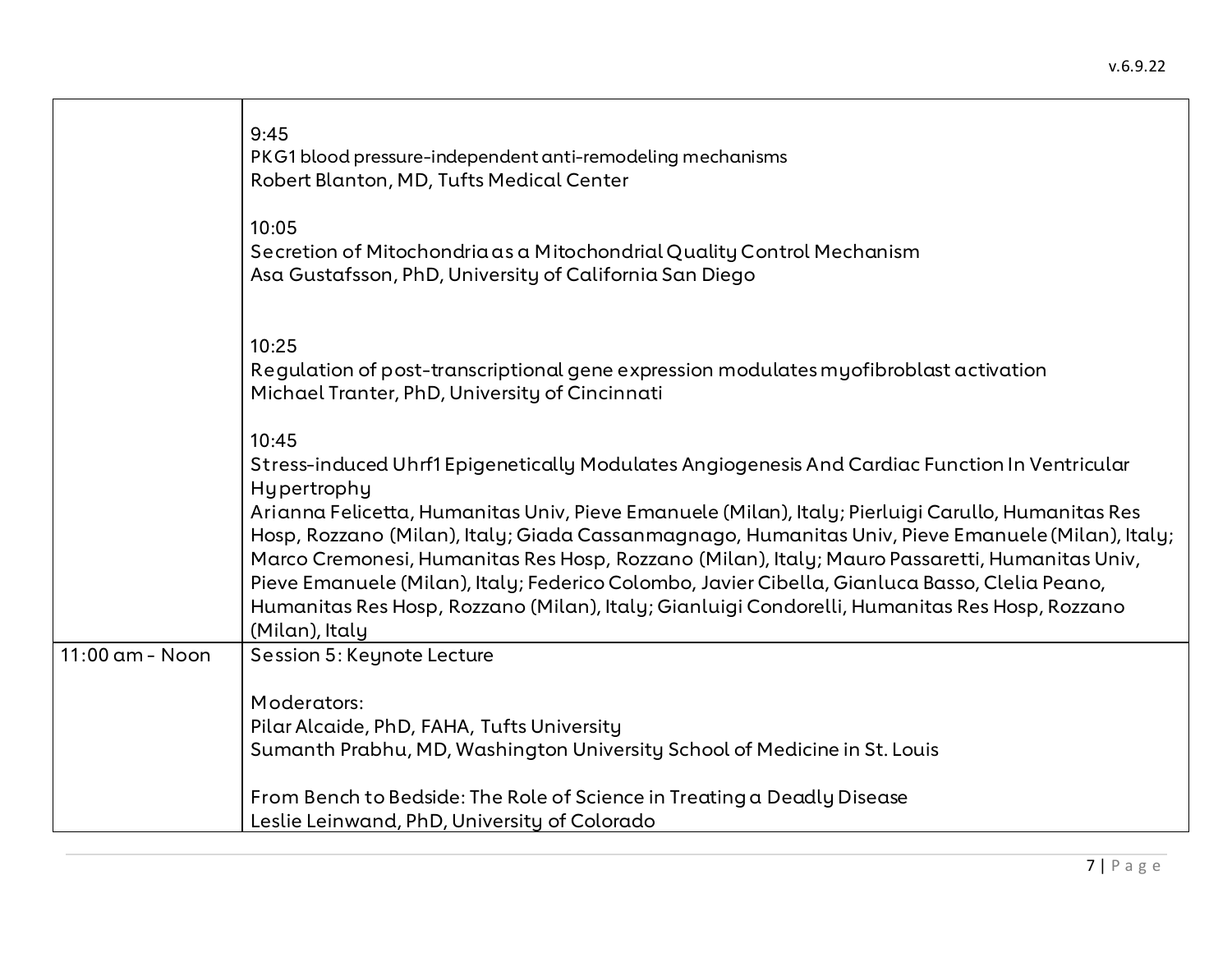| | |
|---|---|
| | 9:45<br>PKG1 blood pressure-independent anti-remodeling mechanisms<br>Robert Blanton, MD, Tufts Medical Center<br><br>10:05<br>Secretion of Mitochondria as a Mitochondrial Quality Control Mechanism<br>Asa Gustafsson, PhD, University of California San Diego<br><br>10:25<br>Regulation of post-transcriptional gene expression modulates myofibroblast activation<br>Michael Tranter, PhD, University of Cincinnati<br><br>10:45<br>Stress-induced Uhrf1 Epigenetically Modulates Angiogenesis And Cardiac Function In Ventricular Hypertrophy<br>Arianna Felicetta, Humanitas Univ, Pieve Emanuele (Milan), Italy; Pierluigi Carullo, Humanitas Res Hosp, Rozzano (Milan), Italy; Giada Cassanmagnago, Humanitas Univ, Pieve Emanuele (Milan), Italy; Marco Cremonesi, Humanitas Res Hosp, Rozzano (Milan), Italy; Mauro Passaretti, Humanitas Univ, Pieve Emanuele (Milan), Italy; Federico Colombo, Javier Cibella, Gianluca Basso, Clelia Peano, Humanitas Res Hosp, Rozzano (Milan), Italy; Gianluigi Condorelli, Humanitas Res Hosp, Rozzano (Milan), Italy |
| 11:00 am - Noon | Session 5: Keynote Lecture<br><br>Moderators:<br>Pilar Alcaide, PhD, FAHA, Tufts University<br>Sumanth Prabhu, MD, Washington University School of Medicine in St. Louis<br><br>From Bench to Bedside: The Role of Science in Treating a Deadly Disease<br>Leslie Leinwand, PhD, University of Colorado |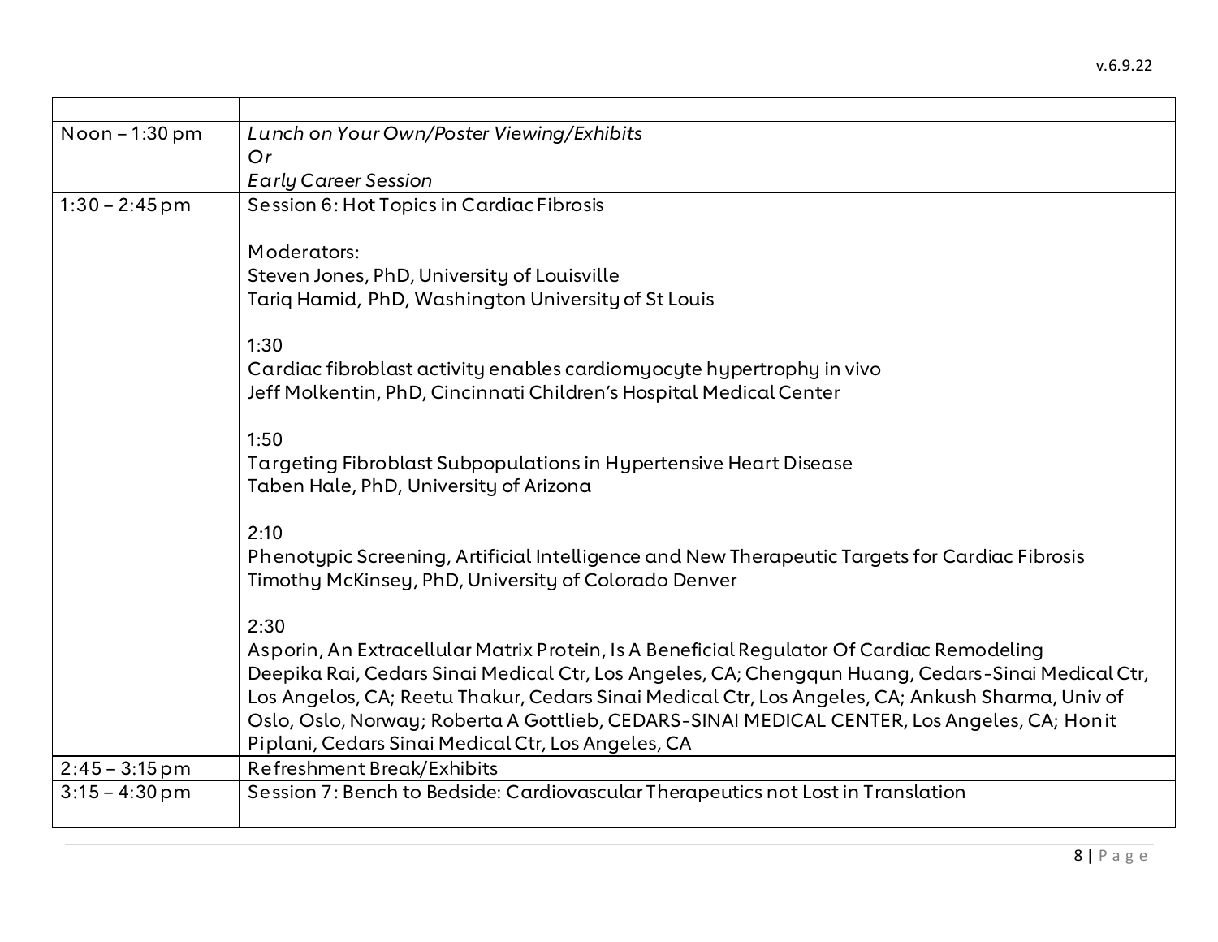| | |
|---|---|
| Noon – 1:30 pm | *Lunch on Your Own/Poster Viewing/Exhibits*<br>*Or*<br>*Early Career Session* |
| 1:30 – 2:45 pm | Session 6: Hot Topics in Cardiac Fibrosis<br><br>Moderators:<br>Steven Jones, PhD, University of Louisville<br>Tariq Hamid, PhD, Washington University of St Louis<br><br>1:30<br>Cardiac fibroblast activity enables cardiomyocyte hypertrophy in vivo<br>Jeff Molkentin, PhD, Cincinnati Children's Hospital Medical Center<br><br>1:50<br>Targeting Fibroblast Subpopulations in Hypertensive Heart Disease<br>Taben Hale, PhD, University of Arizona<br><br>2:10<br>Phenotypic Screening, Artificial Intelligence and New Therapeutic Targets for Cardiac Fibrosis<br>Timothy McKinsey, PhD, University of Colorado Denver<br><br>2:30<br>Asporin, An Extracellular Matrix Protein, Is A Beneficial Regulator Of Cardiac Remodeling<br>Deepika Rai, Cedars Sinai Medical Ctr, Los Angeles, CA; Chengqun Huang, Cedars-Sinai Medical Ctr, Los Angelos, CA; Reetu Thakur, Cedars Sinai Medical Ctr, Los Angeles, CA; Ankush Sharma, Univ of Oslo, Oslo, Norway; Roberta A Gottlieb, CEDARS-SINAI MEDICAL CENTER, Los Angeles, CA; Honit Piplani, Cedars Sinai Medical Ctr, Los Angeles, CA |
| 2:45 – 3:15 pm | Refreshment Break/Exhibits |
| 3:15 – 4:30 pm | Session 7: Bench to Bedside: Cardiovascular Therapeutics not Lost in Translation |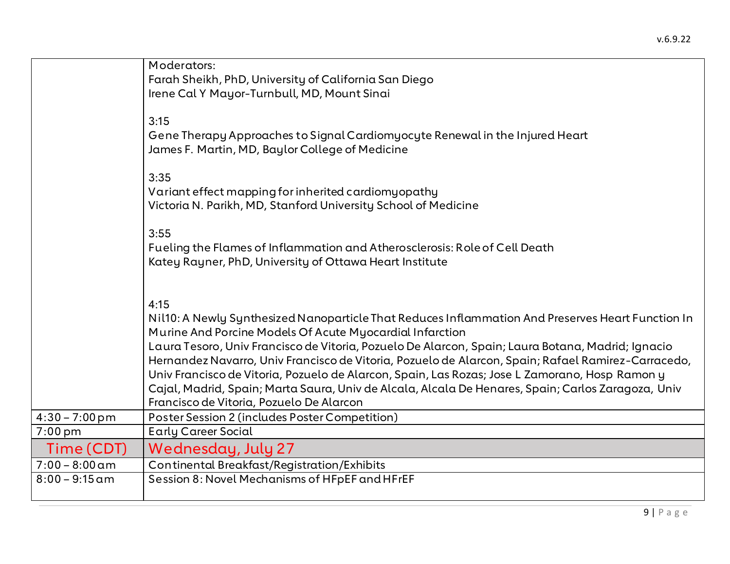| | |
|---|---|
| | Moderators:<br>Farah Sheikh, PhD, University of California San Diego<br>Irene Cal Y Mayor-Turnbull, MD, Mount Sinai<br><br>3:15<br>Gene Therapy Approaches to Signal Cardiomyocyte Renewal in the Injured Heart<br>James F. Martin, MD, Baylor College of Medicine<br><br>3:35<br>Variant effect mapping for inherited cardiomyopathy<br>Victoria N. Parikh, MD, Stanford University School of Medicine<br><br>3:55<br>Fueling the Flames of Inflammation and Atherosclerosis: Role of Cell Death<br>Katey Rayner, PhD, University of Ottawa Heart Institute<br><br>4:15<br>Nil10: A Newly Synthesized Nanoparticle That Reduces Inflammation And Preserves Heart Function In Murine And Porcine Models Of Acute Myocardial Infarction<br>Laura Tesoro, Univ Francisco de Vitoria, Pozuelo De Alarcon, Spain; Laura Botana, Madrid; Ignacio Hernandez Navarro, Univ Francisco de Vitoria, Pozuelo de Alarcon, Spain; Rafael Ramirez-Carracedo, Univ Francisco de Vitoria, Pozuelo de Alarcon, Spain, Las Rozas; Jose L Zamorano, Hosp Ramon y Cajal, Madrid, Spain; Marta Saura, Univ de Alcala, Alcala De Henares, Spain; Carlos Zaragoza, Univ Francisco de Vitoria, Pozuelo De Alarcon |
| 4:30 – 7:00 pm | Poster Session 2 (includes Poster Competition) |
| 7:00 pm | Early Career Social |
| **Time (CDT)** | **Wednesday, July 27** |
| 7:00 – 8:00 am | Continental Breakfast/Registration/Exhibits |
| 8:00 – 9:15 am | Session 8: Novel Mechanisms of HFpEF and HFrEF |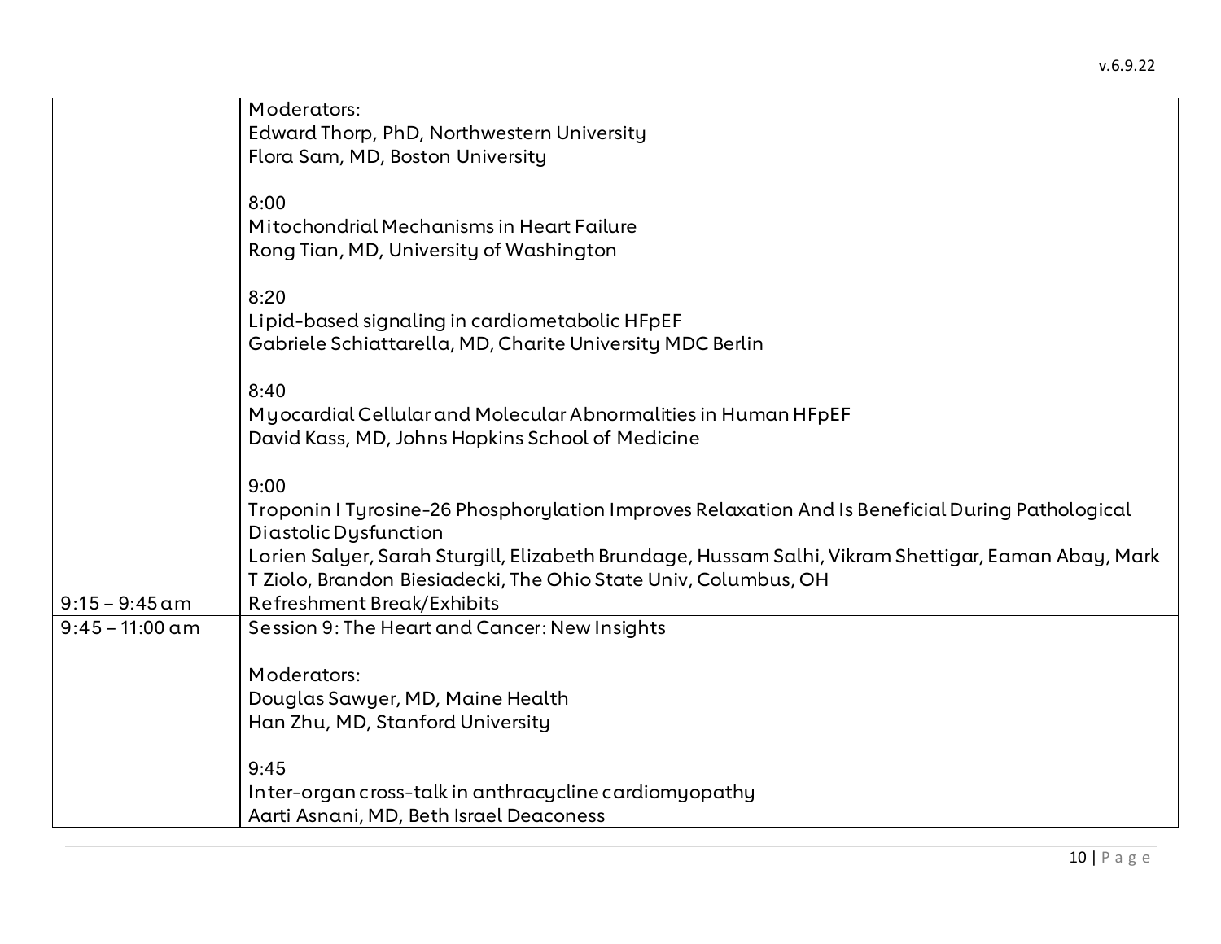| | |
|---|---|
| | Moderators:<br>Edward Thorp, PhD, Northwestern University<br>Flora Sam, MD, Boston University<br><br>8:00<br>Mitochondrial Mechanisms in Heart Failure<br>Rong Tian, MD, University of Washington<br><br>8:20<br>Lipid-based signaling in cardiometabolic HFpEF<br>Gabriele Schiattarella, MD, Charite University MDC Berlin<br><br>8:40<br>Myocardial Cellular and Molecular Abnormalities in Human HFpEF<br>David Kass, MD, Johns Hopkins School of Medicine<br><br>9:00<br>Troponin I Tyrosine-26 Phosphorylation Improves Relaxation And Is Beneficial During Pathological Diastolic Dysfunction<br>Lorien Salyer, Sarah Sturgill, Elizabeth Brundage, Hussam Salhi, Vikram Shettigar, Eaman Abay, Mark T Ziolo, Brandon Biesiadecki, The Ohio State Univ, Columbus, OH |
| 9:15 – 9:45 am | Refreshment Break/Exhibits |
| 9:45 – 11:00 am | Session 9: The Heart and Cancer: New Insights<br><br>Moderators:<br>Douglas Sawyer, MD, Maine Health<br>Han Zhu, MD, Stanford University<br><br>9:45<br>Inter-organ cross-talk in anthracycline cardiomyopathy<br>Aarti Asnani, MD, Beth Israel Deaconess |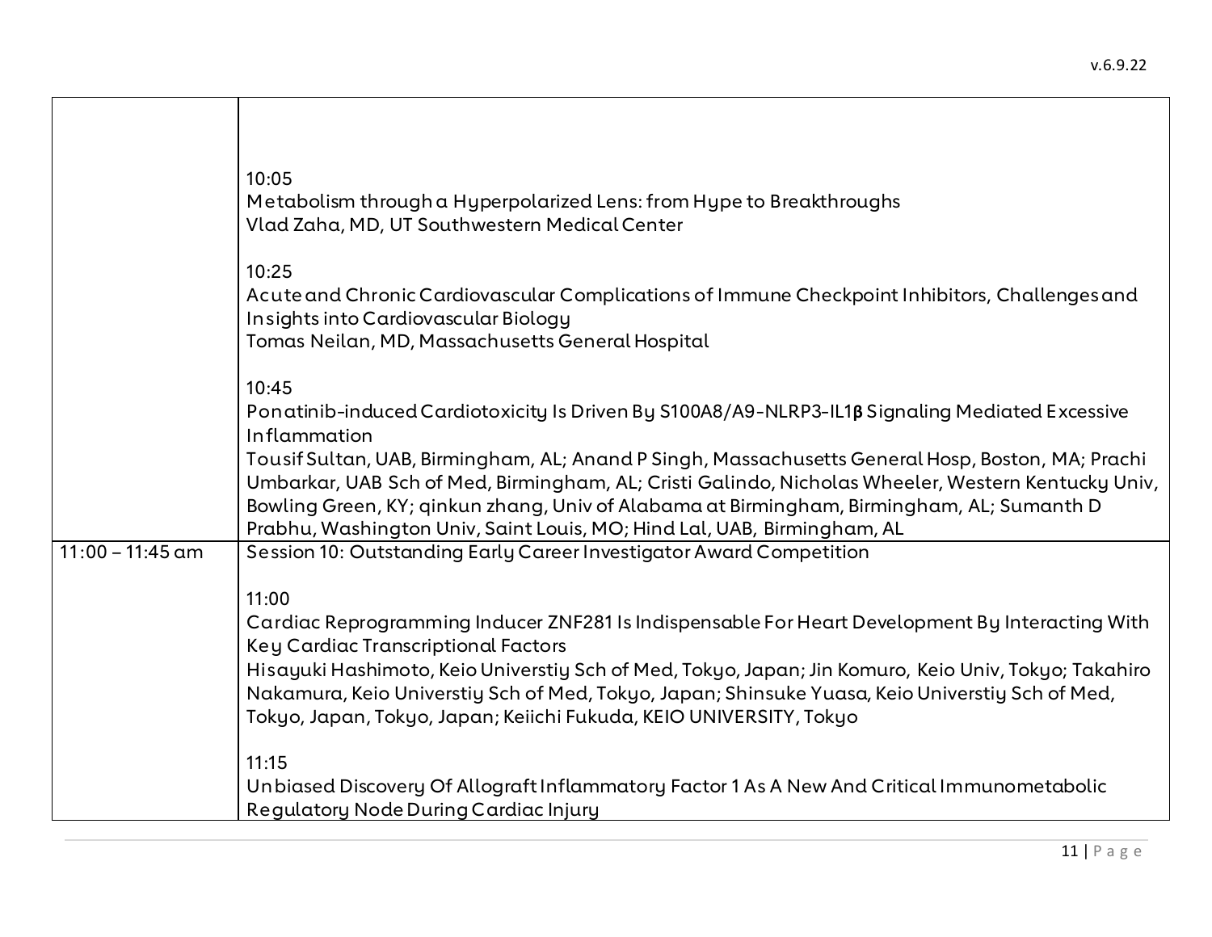| | |
|---|---|
| | 10:05<br>Metabolism through a Hyperpolarized Lens: from Hype to Breakthroughs<br>Vlad Zaha, MD, UT Southwestern Medical Center<br><br>10:25<br>Acute and Chronic Cardiovascular Complications of Immune Checkpoint Inhibitors, Challenges and Insights into Cardiovascular Biology<br>Tomas Neilan, MD, Massachusetts General Hospital<br><br>10:45<br>Ponatinib-induced Cardiotoxicity Is Driven By S100A8/A9-NLRP3-IL1β Signaling Mediated Excessive Inflammation<br>Tousif Sultan, UAB, Birmingham, AL; Anand P Singh, Massachusetts General Hosp, Boston, MA; Prachi Umbarkar, UAB Sch of Med, Birmingham, AL; Cristi Galindo, Nicholas Wheeler, Western Kentucky Univ, Bowling Green, KY; qinkun zhang, Univ of Alabama at Birmingham, Birmingham, AL; Sumanth D Prabhu, Washington Univ, Saint Louis, MO; Hind Lal, UAB, Birmingham, AL |
| 11:00 – 11:45 am | Session 10: Outstanding Early Career Investigator Award Competition<br><br>11:00<br>Cardiac Reprogramming Inducer ZNF281 Is Indispensable For Heart Development By Interacting With Key Cardiac Transcriptional Factors<br>Hisayuki Hashimoto, Keio Universtiy Sch of Med, Tokyo, Japan; Jin Komuro, Keio Univ, Tokyo; Takahiro Nakamura, Keio Universtiy Sch of Med, Tokyo, Japan; Shinsuke Yuasa, Keio Universtiy Sch of Med, Tokyo, Japan, Tokyo, Japan; Keiichi Fukuda, KEIO UNIVERSITY, Tokyo<br><br>11:15<br>Unbiased Discovery Of Allograft Inflammatory Factor 1 As A New And Critical Immunometabolic Regulatory Node During Cardiac Injury |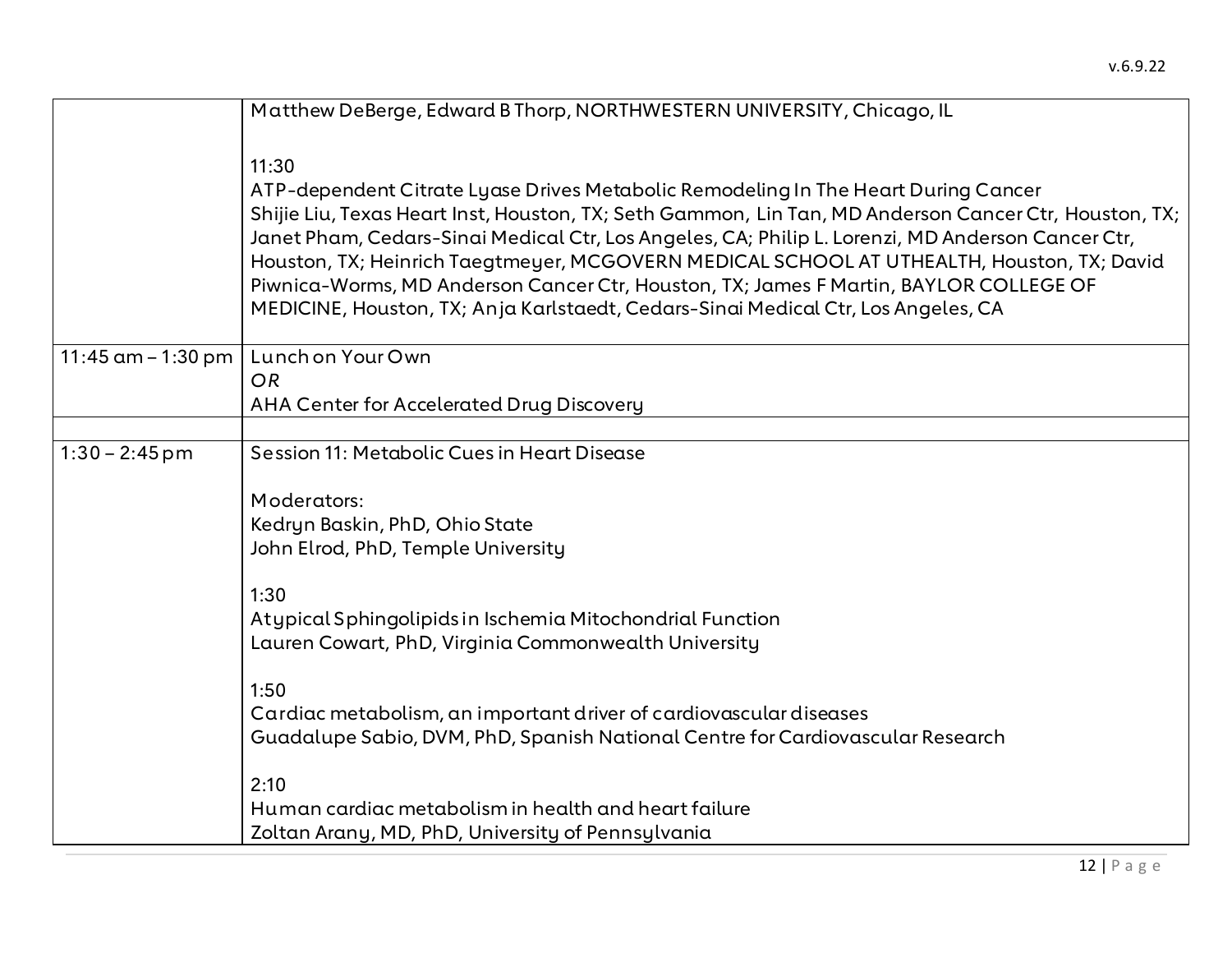|  |  |
|---|---|
|  | Matthew DeBerge, Edward B Thorp, NORTHWESTERN UNIVERSITY, Chicago, IL<br><br>11:30<br>ATP-dependent Citrate Lyase Drives Metabolic Remodeling In The Heart During Cancer<br>Shijie Liu, Texas Heart Inst, Houston, TX; Seth Gammon, Lin Tan, MD Anderson Cancer Ctr, Houston, TX; Janet Pham, Cedars-Sinai Medical Ctr, Los Angeles, CA; Philip L. Lorenzi, MD Anderson Cancer Ctr, Houston, TX; Heinrich Taegtmeyer, MCGOVERN MEDICAL SCHOOL AT UTHEALTH, Houston, TX; David Piwnica-Worms, MD Anderson Cancer Ctr, Houston, TX; James F Martin, BAYLOR COLLEGE OF MEDICINE, Houston, TX; Anja Karlstaedt, Cedars-Sinai Medical Ctr, Los Angeles, CA |
| 11:45 am – 1:30 pm | Lunch on Your Own<br>*OR*<br>AHA Center for Accelerated Drug Discovery |
|  |  |
| 1:30 – 2:45 pm | Session 11: Metabolic Cues in Heart Disease<br><br>Moderators:<br>Kedryn Baskin, PhD, Ohio State<br>John Elrod, PhD, Temple University<br><br>1:30<br>Atypical Sphingolipids in Ischemia Mitochondrial Function<br>Lauren Cowart, PhD, Virginia Commonwealth University<br><br>1:50<br>Cardiac metabolism, an important driver of cardiovascular diseases<br>Guadalupe Sabio, DVM, PhD, Spanish National Centre for Cardiovascular Research<br><br>2:10<br>Human cardiac metabolism in health and heart failure<br>Zoltan Arany, MD, PhD, University of Pennsylvania |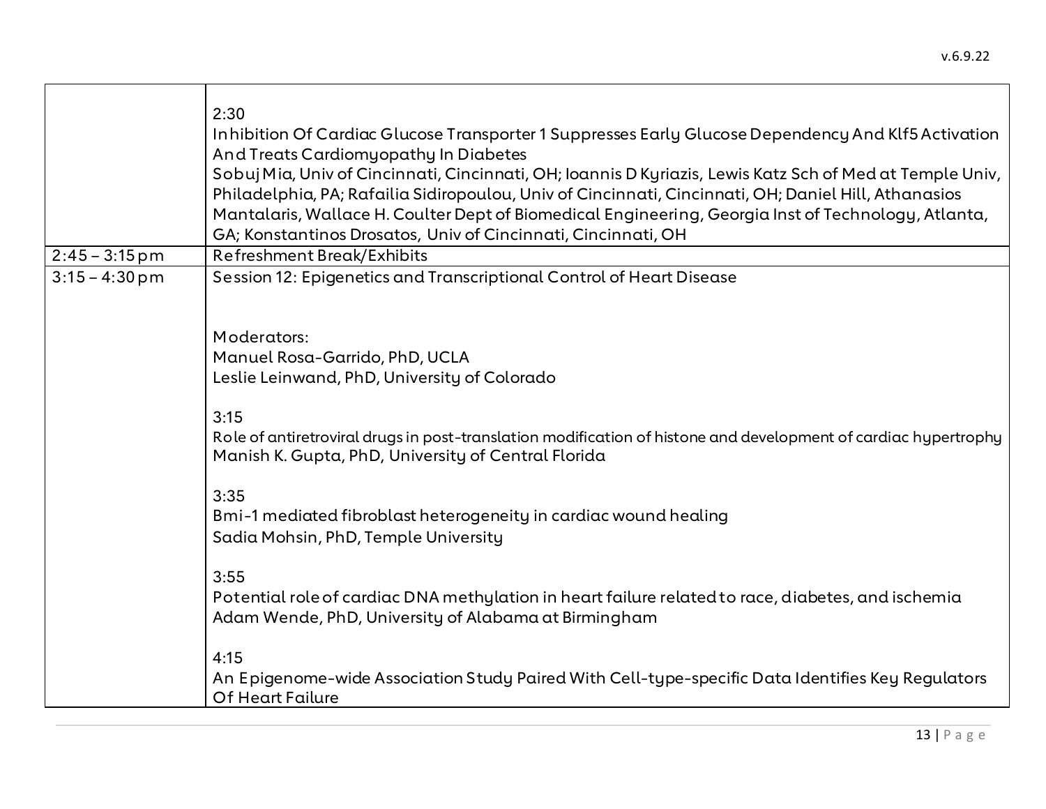| | |
|---|---|
| | 2:30<br>Inhibition Of Cardiac Glucose Transporter 1 Suppresses Early Glucose Dependency And Klf5 Activation And Treats Cardiomyopathy In Diabetes<br>Sobuj Mia, Univ of Cincinnati, Cincinnati, OH; Ioannis D Kyriazis, Lewis Katz Sch of Med at Temple Univ, Philadelphia, PA; Rafailia Sidiropoulou, Univ of Cincinnati, Cincinnati, OH; Daniel Hill, Athanasios Mantalaris, Wallace H. Coulter Dept of Biomedical Engineering, Georgia Inst of Technology, Atlanta, GA; Konstantinos Drosatos, Univ of Cincinnati, Cincinnati, OH |
| 2:45 – 3:15 pm | Refreshment Break/Exhibits |
| 3:15 – 4:30 pm | Session 12: Epigenetics and Transcriptional Control of Heart Disease<br><br>Moderators:<br>Manuel Rosa-Garrido, PhD, UCLA<br>Leslie Leinwand, PhD, University of Colorado<br><br>3:15<br>Role of antiretroviral drugs in post-translation modification of histone and development of cardiac hypertrophy<br>Manish K. Gupta, PhD, University of Central Florida<br><br>3:35<br>Bmi-1 mediated fibroblast heterogeneity in cardiac wound healing<br>Sadia Mohsin, PhD, Temple University<br><br>3:55<br>Potential role of cardiac DNA methylation in heart failure related to race, diabetes, and ischemia<br>Adam Wende, PhD, University of Alabama at Birmingham<br><br>4:15<br>An Epigenome-wide Association Study Paired With Cell-type-specific Data Identifies Key Regulators Of Heart Failure |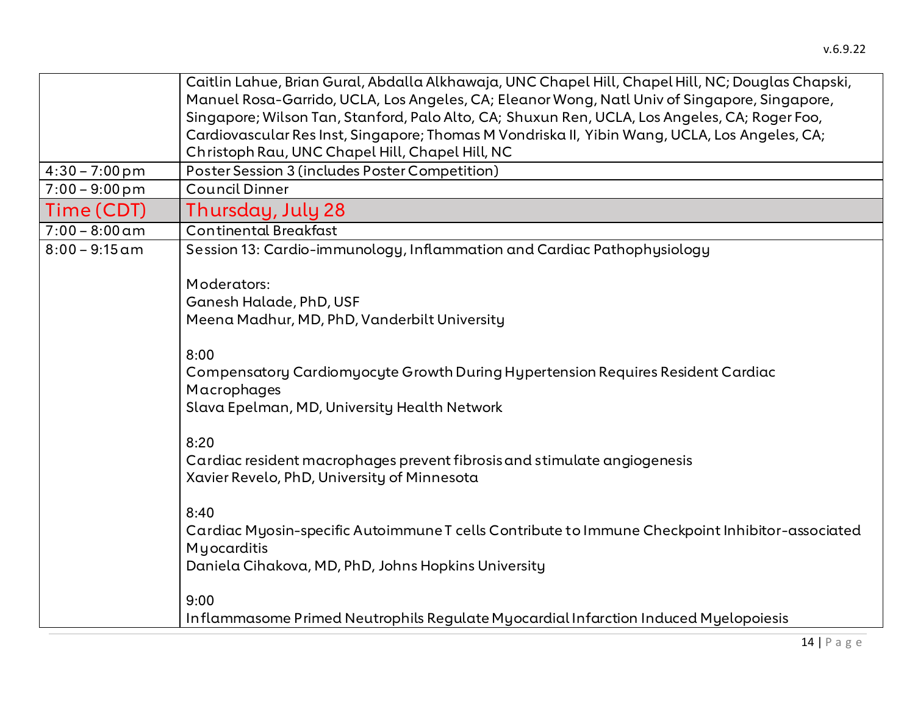| | |
|---|---|
| | Caitlin Lahue, Brian Gural, Abdalla Alkhawaja, UNC Chapel Hill, Chapel Hill, NC; Douglas Chapski, Manuel Rosa-Garrido, UCLA, Los Angeles, CA; Eleanor Wong, Natl Univ of Singapore, Singapore, Singapore; Wilson Tan, Stanford, Palo Alto, CA; Shuxun Ren, UCLA, Los Angeles, CA; Roger Foo, Cardiovascular Res Inst, Singapore; Thomas M Vondriska II, Yibin Wang, UCLA, Los Angeles, CA; Christoph Rau, UNC Chapel Hill, Chapel Hill, NC |
| 4:30 – 7:00 pm | Poster Session 3 (includes Poster Competition) |
| 7:00 – 9:00 pm | Council Dinner |
| **Time (CDT)** | **Thursday, July 28** |
| 7:00 – 8:00 am | Continental Breakfast |
| 8:00 – 9:15 am | Session 13: Cardio-immunology, Inflammation and Cardiac Pathophysiology<br><br>Moderators:<br>Ganesh Halade, PhD, USF<br>Meena Madhur, MD, PhD, Vanderbilt University<br><br>8:00<br>Compensatory Cardiomyocyte Growth During Hypertension Requires Resident Cardiac Macrophages<br>Slava Epelman, MD, University Health Network<br><br>8:20<br>Cardiac resident macrophages prevent fibrosis and stimulate angiogenesis<br>Xavier Revelo, PhD, University of Minnesota<br><br>8:40<br>Cardiac Myosin-specific Autoimmune T cells Contribute to Immune Checkpoint Inhibitor-associated Myocarditis<br>Daniela Cihakova, MD, PhD, Johns Hopkins University<br><br>9:00<br>Inflammasome Primed Neutrophils Regulate Myocardial Infarction Induced Myelopoiesis |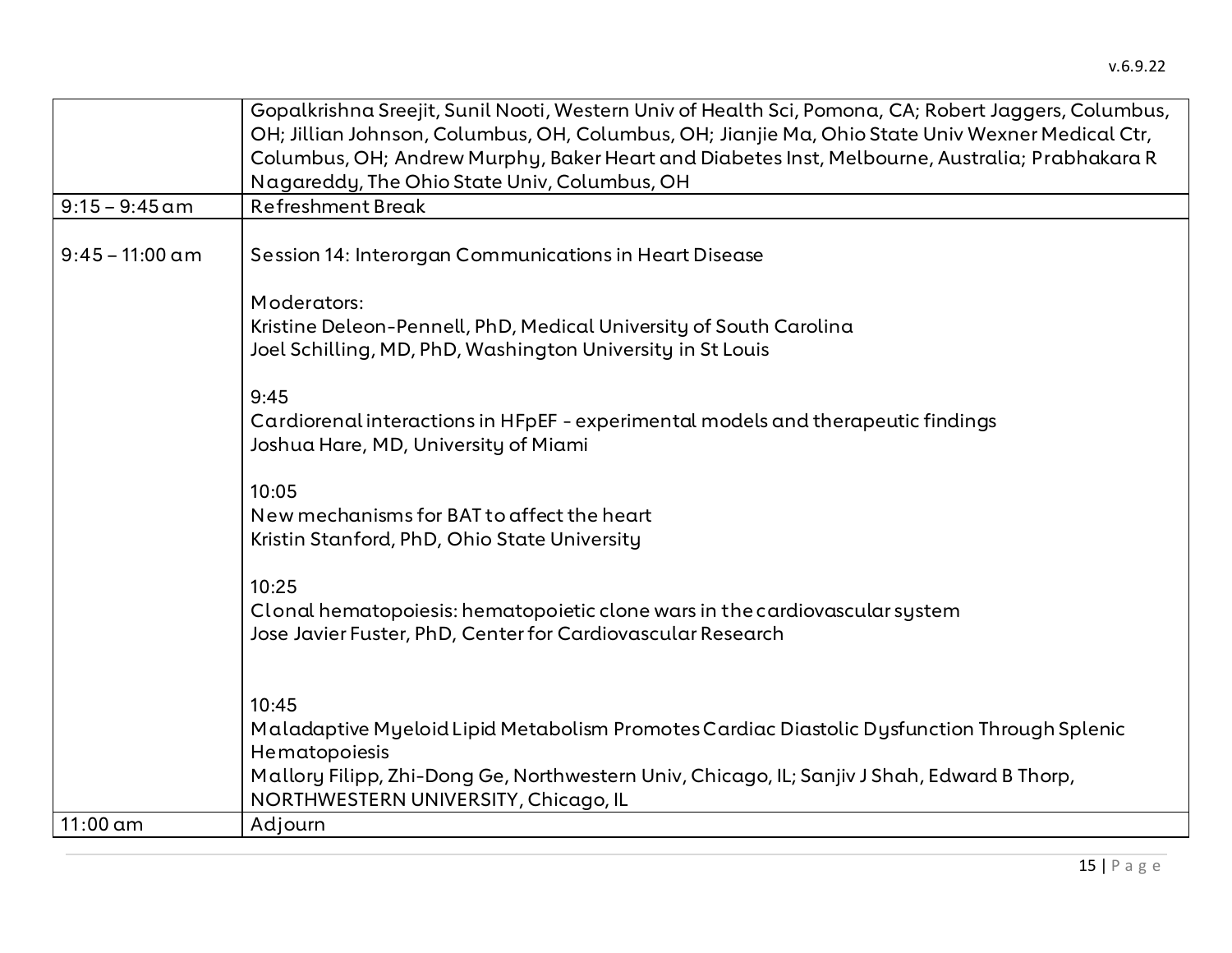| | |
|---|---|
| | Gopalkrishna Sreejit, Sunil Nooti, Western Univ of Health Sci, Pomona, CA; Robert Jaggers, Columbus, OH; Jillian Johnson, Columbus, OH, Columbus, OH; Jianjie Ma, Ohio State Univ Wexner Medical Ctr, Columbus, OH; Andrew Murphy, Baker Heart and Diabetes Inst, Melbourne, Australia; Prabhakara R Nagareddy, The Ohio State Univ, Columbus, OH |
| 9:15 – 9:45 am | Refreshment Break |
| 9:45 – 11:00 am | Session 14: Interorgan Communications in Heart Disease<br><br>Moderators:<br>Kristine Deleon-Pennell, PhD, Medical University of South Carolina<br>Joel Schilling, MD, PhD, Washington University in St Louis<br><br>9:45<br>Cardiorenal interactions in HFpEF - experimental models and therapeutic findings<br>Joshua Hare, MD, University of Miami<br><br>10:05<br>New mechanisms for BAT to affect the heart<br>Kristin Stanford, PhD, Ohio State University<br><br>10:25<br>Clonal hematopoiesis: hematopoietic clone wars in the cardiovascular system<br>Jose Javier Fuster, PhD, Center for Cardiovascular Research<br><br>10:45<br>Maladaptive Myeloid Lipid Metabolism Promotes Cardiac Diastolic Dysfunction Through Splenic Hematopoiesis<br>Mallory Filipp, Zhi-Dong Ge, Northwestern Univ, Chicago, IL; Sanjiv J Shah, Edward B Thorp, NORTHWESTERN UNIVERSITY, Chicago, IL |
| 11:00 am | Adjourn |